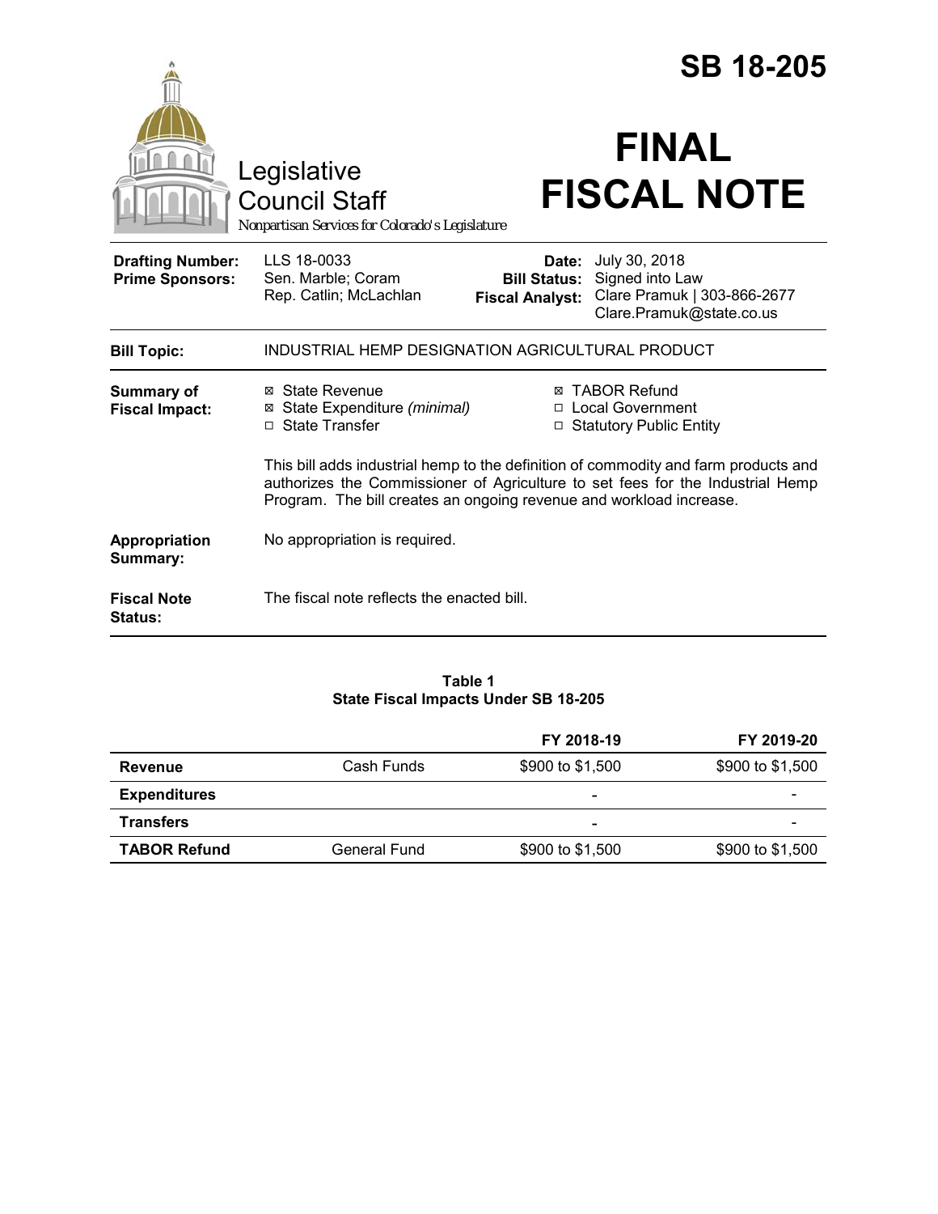# SB 18-205

Legislative Council Staff

*Nonpartisan Services for Colorado's Legislature*

# FINAL FISCAL NOTE

| | | | |
|---|---|---|---|
| **Drafting Number:** | LLS 18-0033 | **Date:** | July 30, 2018 |
| **Prime Sponsors:** | Sen. Marble; Coram<br>Rep. Catlin; McLachlan | **Bill Status:** | Signed into Law |
| | | **Fiscal Analyst:** | Clare Pramuk \| 303-866-2677<br>Clare.Pramuk@state.co.us |

| | |
|---|---|
| **Bill Topic:** | INDUSTRIAL HEMP DESIGNATION AGRICULTURAL PRODUCT |
| **Summary of Fiscal Impact:** | ☒ State Revenue<br>☒ State Expenditure *(minimal)*<br>☐ State Transfer<br>☒ TABOR Refund<br>☐ Local Government<br>☐ Statutory Public Entity<br><br>This bill adds industrial hemp to the definition of commodity and farm products and authorizes the Commissioner of Agriculture to set fees for the Industrial Hemp Program. The bill creates an ongoing revenue and workload increase. |
| **Appropriation Summary:** | No appropriation is required. |
| **Fiscal Note Status:** | The fiscal note reflects the enacted bill. |

**Table 1**
**State Fiscal Impacts Under SB 18-205**

| | | FY 2018-19 | FY 2019-20 |
|---|---|---|---|
| **Revenue** | Cash Funds | $900 to $1,500 | $900 to $1,500 |
| **Expenditures** | | - | - |
| **Transfers** | | - | - |
| **TABOR Refund** | General Fund | $900 to $1,500 | $900 to $1,500 |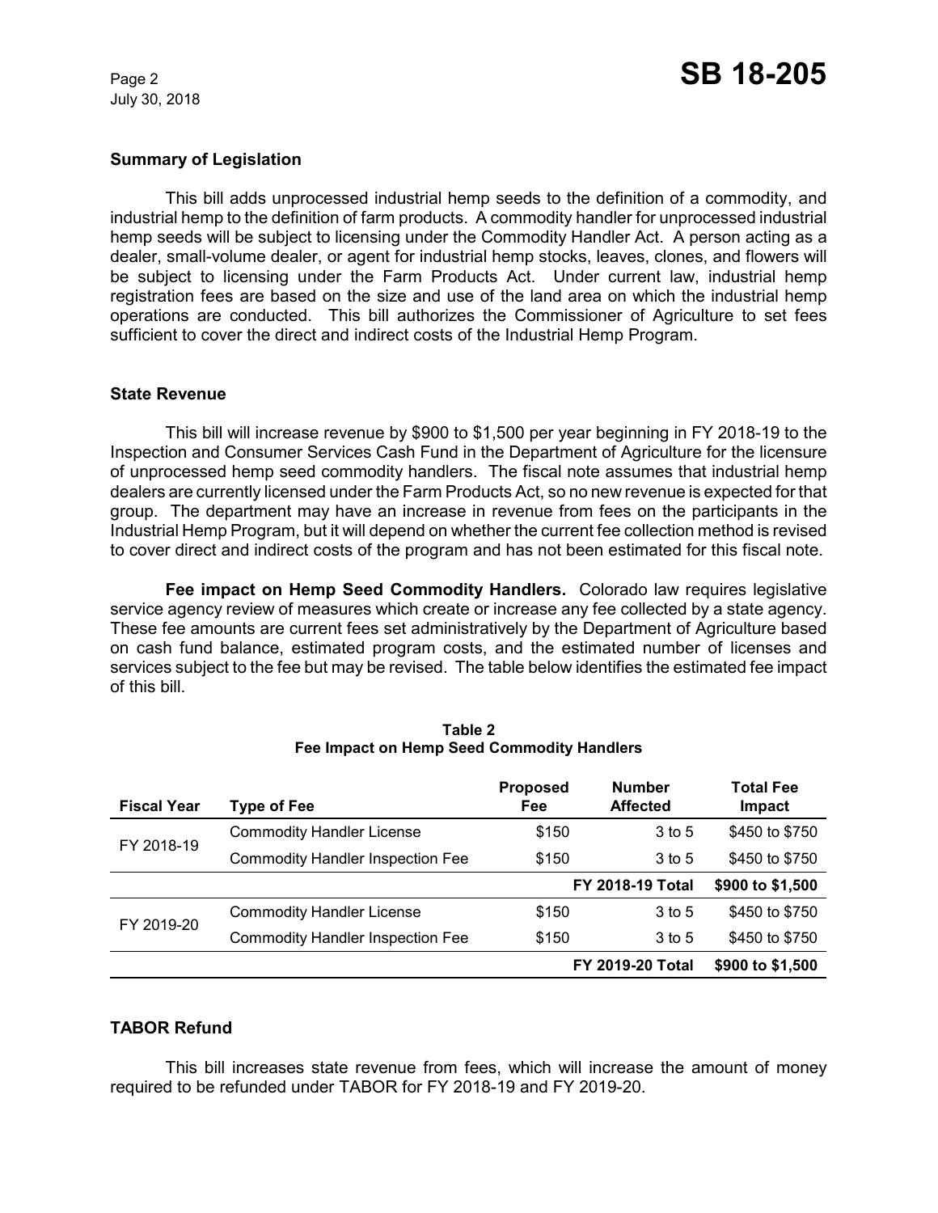## Summary of Legislation

This bill adds unprocessed industrial hemp seeds to the definition of a commodity, and industrial hemp to the definition of farm products. A commodity handler for unprocessed industrial hemp seeds will be subject to licensing under the Commodity Handler Act. A person acting as a dealer, small-volume dealer, or agent for industrial hemp stocks, leaves, clones, and flowers will be subject to licensing under the Farm Products Act. Under current law, industrial hemp registration fees are based on the size and use of the land area on which the industrial hemp operations are conducted. This bill authorizes the Commissioner of Agriculture to set fees sufficient to cover the direct and indirect costs of the Industrial Hemp Program.

## State Revenue

This bill will increase revenue by $900 to $1,500 per year beginning in FY 2018-19 to the Inspection and Consumer Services Cash Fund in the Department of Agriculture for the licensure of unprocessed hemp seed commodity handlers. The fiscal note assumes that industrial hemp dealers are currently licensed under the Farm Products Act, so no new revenue is expected for that group. The department may have an increase in revenue from fees on the participants in the Industrial Hemp Program, but it will depend on whether the current fee collection method is revised to cover direct and indirect costs of the program and has not been estimated for this fiscal note.

**Fee impact on Hemp Seed Commodity Handlers.** Colorado law requires legislative service agency review of measures which create or increase any fee collected by a state agency. These fee amounts are current fees set administratively by the Department of Agriculture based on cash fund balance, estimated program costs, and the estimated number of licenses and services subject to the fee but may be revised. The table below identifies the estimated fee impact of this bill.

**Table 2**
**Fee Impact on Hemp Seed Commodity Handlers**

| Fiscal Year | Type of Fee | Proposed Fee | Number Affected | Total Fee Impact |
|---|---|---|---|---|
| FY 2018-19 | Commodity Handler License | $150 | 3 to 5 | $450 to $750 |
| | Commodity Handler Inspection Fee | $150 | 3 to 5 | $450 to $750 |
| | | | **FY 2018-19 Total** | **$900 to $1,500** |
| FY 2019-20 | Commodity Handler License | $150 | 3 to 5 | $450 to $750 |
| | Commodity Handler Inspection Fee | $150 | 3 to 5 | $450 to $750 |
| | | | **FY 2019-20 Total** | **$900 to $1,500** |

## TABOR Refund

This bill increases state revenue from fees, which will increase the amount of money required to be refunded under TABOR for FY 2018-19 and FY 2019-20.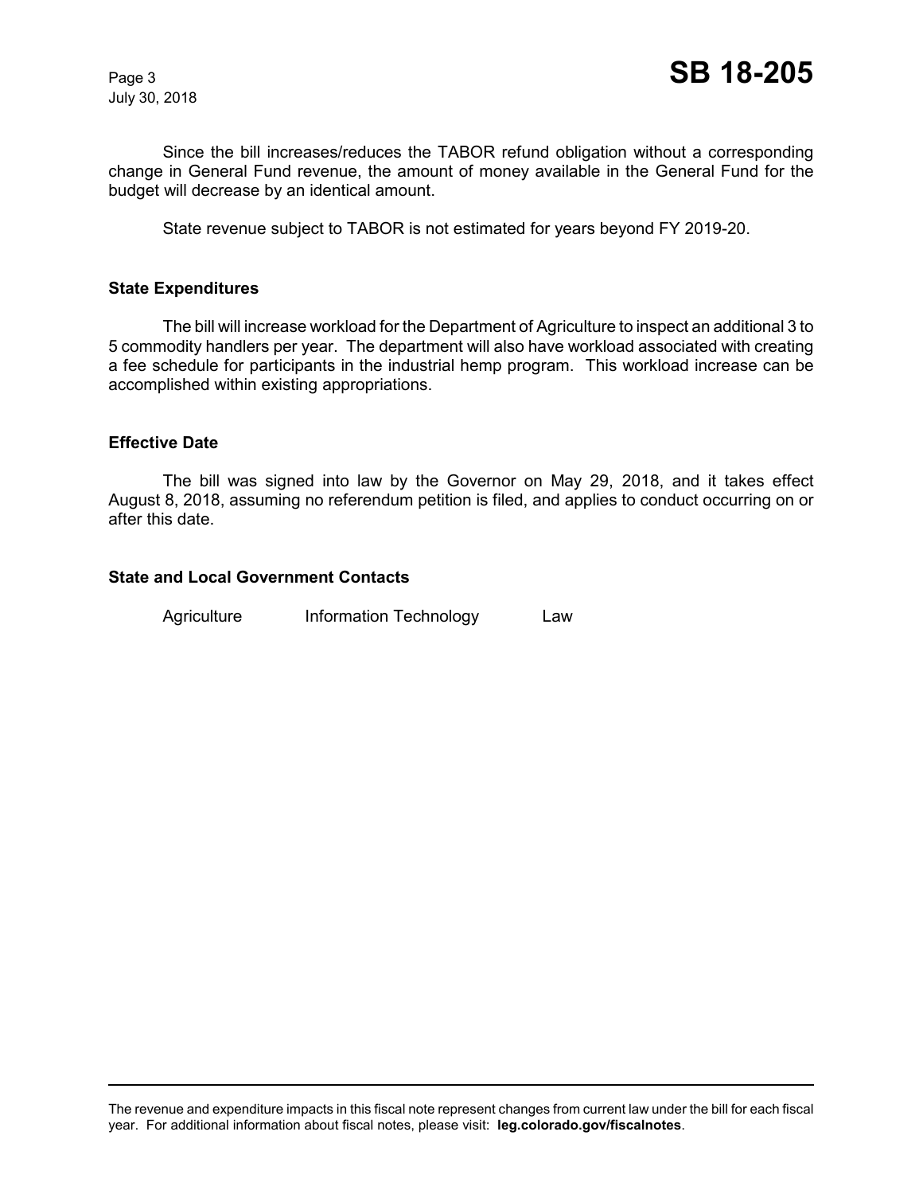Since the bill increases/reduces the TABOR refund obligation without a corresponding change in General Fund revenue, the amount of money available in the General Fund for the budget will decrease by an identical amount.

State revenue subject to TABOR is not estimated for years beyond FY 2019-20.

### State Expenditures

The bill will increase workload for the Department of Agriculture to inspect an additional 3 to 5 commodity handlers per year. The department will also have workload associated with creating a fee schedule for participants in the industrial hemp program. This workload increase can be accomplished within existing appropriations.

### Effective Date

The bill was signed into law by the Governor on May 29, 2018, and it takes effect August 8, 2018, assuming no referendum petition is filed, and applies to conduct occurring on or after this date.

### State and Local Government Contacts

Agriculture     Information Technology     Law

The revenue and expenditure impacts in this fiscal note represent changes from current law under the bill for each fiscal year. For additional information about fiscal notes, please visit: **leg.colorado.gov/fiscalnotes**.